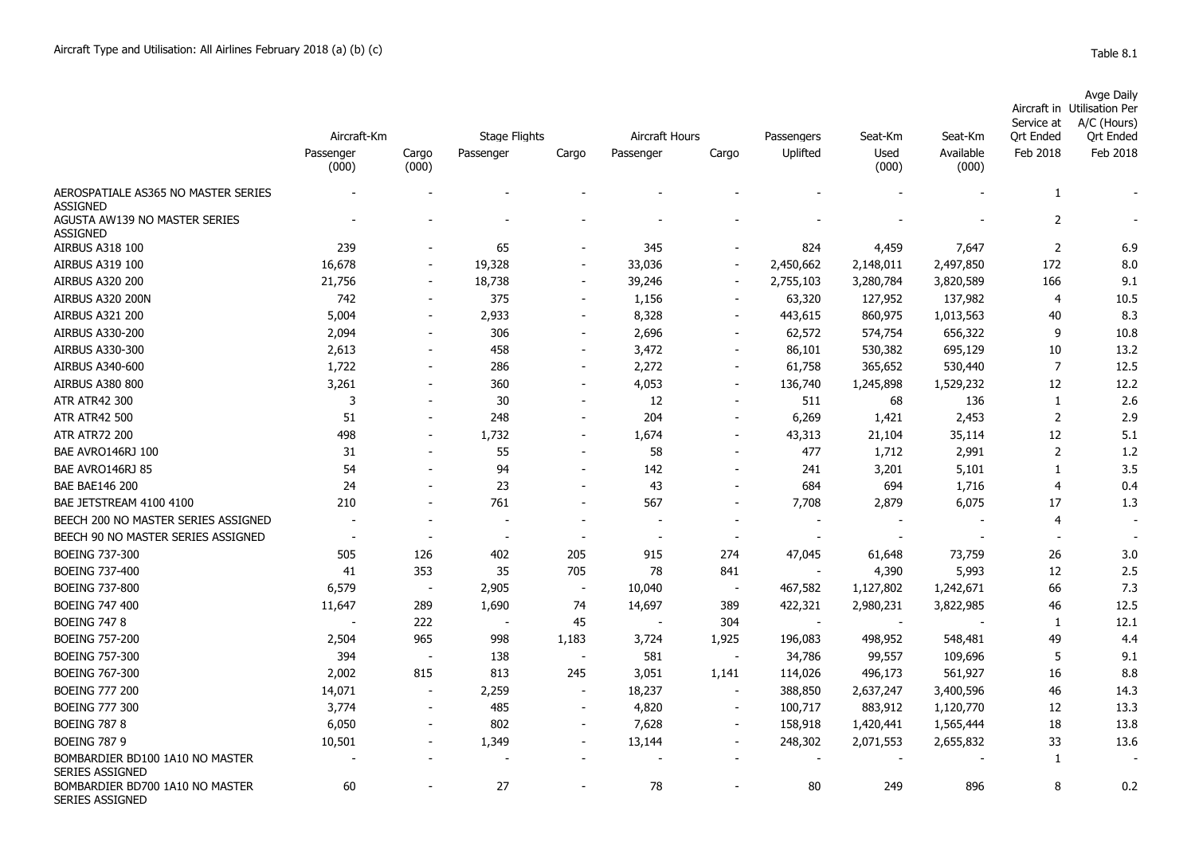Aircraft Type and Utilisation: All Airlines February 2018 (a) (b) (c)

Table 8.1

| | Aircraft-Km | | Stage Flights | | Aircraft Hours | | Passengers | Seat-Km | Seat-Km | Aircraft in Service at Qrt Ended | Avge Daily Utilisation Per A/C (Hours) Qrt Ended |
|---|---|---|---|---|---|---|---|---|---|---|---|
| | Passenger (000) | Cargo (000) | Passenger | Cargo | Passenger | Cargo | Uplifted | Used (000) | Available (000) | Feb 2018 | Feb 2018 |
| AEROSPATIALE AS365 NO MASTER SERIES ASSIGNED | - | - | - | - | - | - | - | - | - | 1 | - |
| AGUSTA AW139 NO MASTER SERIES ASSIGNED | - | - | - | - | - | - | - | - | - | 2 | - |
| AIRBUS A318 100 | 239 | - | 65 | - | 345 | - | 824 | 4,459 | 7,647 | 2 | 6.9 |
| AIRBUS A319 100 | 16,678 | - | 19,328 | - | 33,036 | - | 2,450,662 | 2,148,011 | 2,497,850 | 172 | 8.0 |
| AIRBUS A320 200 | 21,756 | - | 18,738 | - | 39,246 | - | 2,755,103 | 3,280,784 | 3,820,589 | 166 | 9.1 |
| AIRBUS A320 200N | 742 | - | 375 | - | 1,156 | - | 63,320 | 127,952 | 137,982 | 4 | 10.5 |
| AIRBUS A321 200 | 5,004 | - | 2,933 | - | 8,328 | - | 443,615 | 860,975 | 1,013,563 | 40 | 8.3 |
| AIRBUS A330-200 | 2,094 | - | 306 | - | 2,696 | - | 62,572 | 574,754 | 656,322 | 9 | 10.8 |
| AIRBUS A330-300 | 2,613 | - | 458 | - | 3,472 | - | 86,101 | 530,382 | 695,129 | 10 | 13.2 |
| AIRBUS A340-600 | 1,722 | - | 286 | - | 2,272 | - | 61,758 | 365,652 | 530,440 | 7 | 12.5 |
| AIRBUS A380 800 | 3,261 | - | 360 | - | 4,053 | - | 136,740 | 1,245,898 | 1,529,232 | 12 | 12.2 |
| ATR ATR42 300 | 3 | - | 30 | - | 12 | - | 511 | 68 | 136 | 1 | 2.6 |
| ATR ATR42 500 | 51 | - | 248 | - | 204 | - | 6,269 | 1,421 | 2,453 | 2 | 2.9 |
| ATR ATR72 200 | 498 | - | 1,732 | - | 1,674 | - | 43,313 | 21,104 | 35,114 | 12 | 5.1 |
| BAE AVRO146RJ 100 | 31 | - | 55 | - | 58 | - | 477 | 1,712 | 2,991 | 2 | 1.2 |
| BAE AVRO146RJ 85 | 54 | - | 94 | - | 142 | - | 241 | 3,201 | 5,101 | 1 | 3.5 |
| BAE BAE146 200 | 24 | - | 23 | - | 43 | - | 684 | 694 | 1,716 | 4 | 0.4 |
| BAE JETSTREAM 4100 4100 | 210 | - | 761 | - | 567 | - | 7,708 | 2,879 | 6,075 | 17 | 1.3 |
| BEECH 200 NO MASTER SERIES ASSIGNED | - | - | - | - | - | - | - | - | - | 4 | - |
| BEECH 90 NO MASTER SERIES ASSIGNED | - | - | - | - | - | - | - | - | - | - | - |
| BOEING 737-300 | 505 | 126 | 402 | 205 | 915 | 274 | 47,045 | 61,648 | 73,759 | 26 | 3.0 |
| BOEING 737-400 | 41 | 353 | 35 | 705 | 78 | 841 | - | 4,390 | 5,993 | 12 | 2.5 |
| BOEING 737-800 | 6,579 | - | 2,905 | - | 10,040 | - | 467,582 | 1,127,802 | 1,242,671 | 66 | 7.3 |
| BOEING 747 400 | 11,647 | 289 | 1,690 | 74 | 14,697 | 389 | 422,321 | 2,980,231 | 3,822,985 | 46 | 12.5 |
| BOEING 747 8 | - | 222 | - | 45 | - | 304 | - | - | - | 1 | 12.1 |
| BOEING 757-200 | 2,504 | 965 | 998 | 1,183 | 3,724 | 1,925 | 196,083 | 498,952 | 548,481 | 49 | 4.4 |
| BOEING 757-300 | 394 | - | 138 | - | 581 | - | 34,786 | 99,557 | 109,696 | 5 | 9.1 |
| BOEING 767-300 | 2,002 | 815 | 813 | 245 | 3,051 | 1,141 | 114,026 | 496,173 | 561,927 | 16 | 8.8 |
| BOEING 777 200 | 14,071 | - | 2,259 | - | 18,237 | - | 388,850 | 2,637,247 | 3,400,596 | 46 | 14.3 |
| BOEING 777 300 | 3,774 | - | 485 | - | 4,820 | - | 100,717 | 883,912 | 1,120,770 | 12 | 13.3 |
| BOEING 787 8 | 6,050 | - | 802 | - | 7,628 | - | 158,918 | 1,420,441 | 1,565,444 | 18 | 13.8 |
| BOEING 787 9 | 10,501 | - | 1,349 | - | 13,144 | - | 248,302 | 2,071,553 | 2,655,832 | 33 | 13.6 |
| BOMBARDIER BD100 1A10 NO MASTER SERIES ASSIGNED | - | - | - | - | - | - | - | - | - | 1 | - |
| BOMBARDIER BD700 1A10 NO MASTER SERIES ASSIGNED | 60 | - | 27 | - | 78 | - | 80 | 249 | 896 | 8 | 0.2 |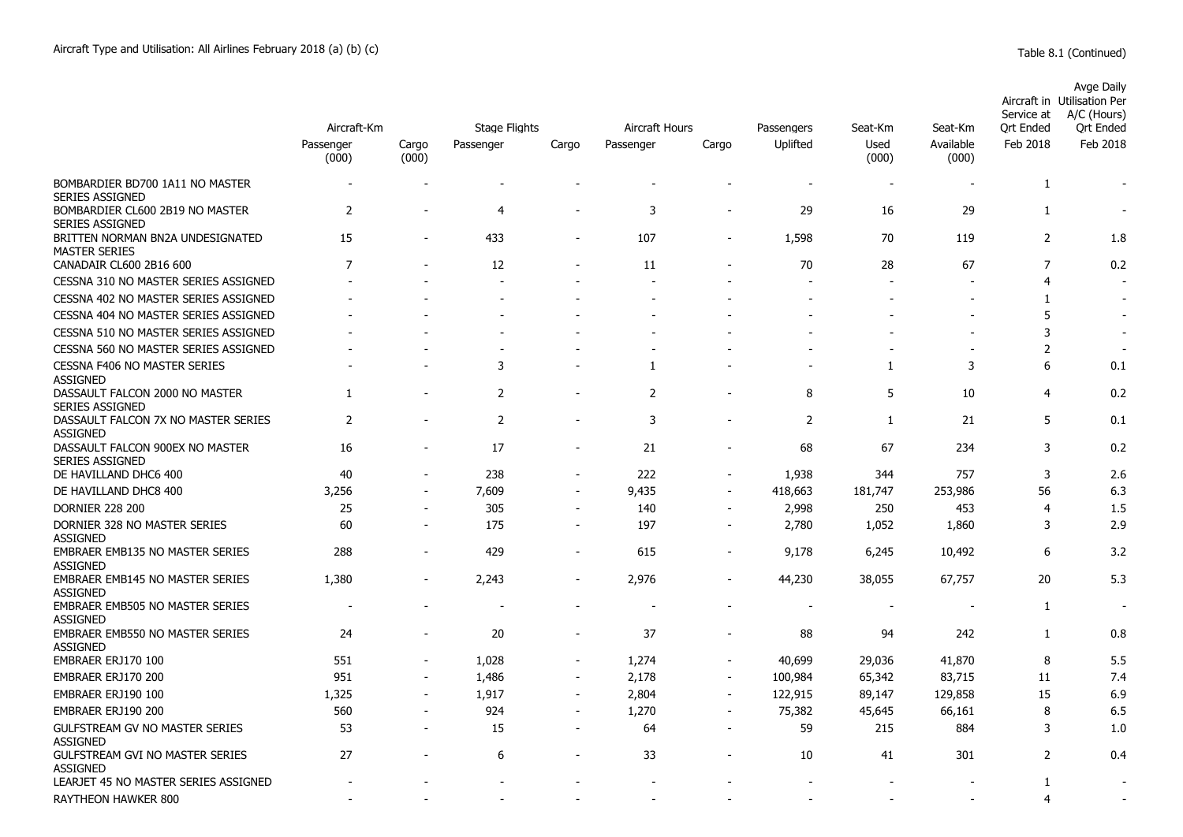Aircraft Type and Utilisation: All Airlines February 2018 (a) (b) (c)

Table 8.1 (Continued)

| | Aircraft-Km | | Stage Flights | | Aircraft Hours | | Passengers | Seat-Km | Seat-Km | Aircraft in Service at Qrt Ended | Avge Daily Utilisation Per A/C (Hours) Qrt Ended |
|---|---|---|---|---|---|---|---|---|---|---|---|
| | Passenger (000) | Cargo (000) | Passenger | Cargo | Passenger | Cargo | Uplifted | Used (000) | Available (000) | Feb 2018 | Feb 2018 |
| BOMBARDIER BD700 1A11 NO MASTER SERIES ASSIGNED | - | - | - | - | - | - | - | - | - | 1 | - |
| BOMBARDIER CL600 2B19 NO MASTER SERIES ASSIGNED | 2 | - | 4 | - | 3 | - | 29 | 16 | 29 | 1 | - |
| BRITTEN NORMAN BN2A UNDESIGNATED MASTER SERIES | 15 | - | 433 | - | 107 | - | 1,598 | 70 | 119 | 2 | 1.8 |
| CANADAIR CL600 2B16 600 | 7 | - | 12 | - | 11 | - | 70 | 28 | 67 | 7 | 0.2 |
| CESSNA 310 NO MASTER SERIES ASSIGNED | - | - | - | - | - | - | - | - | - | 4 | - |
| CESSNA 402 NO MASTER SERIES ASSIGNED | - | - | - | - | - | - | - | - | - | 1 | - |
| CESSNA 404 NO MASTER SERIES ASSIGNED | - | - | - | - | - | - | - | - | - | 5 | - |
| CESSNA 510 NO MASTER SERIES ASSIGNED | - | - | - | - | - | - | - | - | - | 3 | - |
| CESSNA 560 NO MASTER SERIES ASSIGNED | - | - | - | - | - | - | - | - | - | 2 | - |
| CESSNA F406 NO MASTER SERIES ASSIGNED | - | - | 3 | - | 1 | - | - | 1 | 3 | 6 | 0.1 |
| DASSAULT FALCON 2000 NO MASTER SERIES ASSIGNED | 1 | - | 2 | - | 2 | - | 8 | 5 | 10 | 4 | 0.2 |
| DASSAULT FALCON 7X NO MASTER SERIES ASSIGNED | 2 | - | 2 | - | 3 | - | 2 | 1 | 21 | 5 | 0.1 |
| DASSAULT FALCON 900EX NO MASTER SERIES ASSIGNED | 16 | - | 17 | - | 21 | - | 68 | 67 | 234 | 3 | 0.2 |
| DE HAVILLAND DHC6 400 | 40 | - | 238 | - | 222 | - | 1,938 | 344 | 757 | 3 | 2.6 |
| DE HAVILLAND DHC8 400 | 3,256 | - | 7,609 | - | 9,435 | - | 418,663 | 181,747 | 253,986 | 56 | 6.3 |
| DORNIER 228 200 | 25 | - | 305 | - | 140 | - | 2,998 | 250 | 453 | 4 | 1.5 |
| DORNIER 328 NO MASTER SERIES ASSIGNED | 60 | - | 175 | - | 197 | - | 2,780 | 1,052 | 1,860 | 3 | 2.9 |
| EMBRAER EMB135 NO MASTER SERIES ASSIGNED | 288 | - | 429 | - | 615 | - | 9,178 | 6,245 | 10,492 | 6 | 3.2 |
| EMBRAER EMB145 NO MASTER SERIES ASSIGNED | 1,380 | - | 2,243 | - | 2,976 | - | 44,230 | 38,055 | 67,757 | 20 | 5.3 |
| EMBRAER EMB505 NO MASTER SERIES ASSIGNED | - | - | - | - | - | - | - | - | - | 1 | - |
| EMBRAER EMB550 NO MASTER SERIES ASSIGNED | 24 | - | 20 | - | 37 | - | 88 | 94 | 242 | 1 | 0.8 |
| EMBRAER ERJ170 100 | 551 | - | 1,028 | - | 1,274 | - | 40,699 | 29,036 | 41,870 | 8 | 5.5 |
| EMBRAER ERJ170 200 | 951 | - | 1,486 | - | 2,178 | - | 100,984 | 65,342 | 83,715 | 11 | 7.4 |
| EMBRAER ERJ190 100 | 1,325 | - | 1,917 | - | 2,804 | - | 122,915 | 89,147 | 129,858 | 15 | 6.9 |
| EMBRAER ERJ190 200 | 560 | - | 924 | - | 1,270 | - | 75,382 | 45,645 | 66,161 | 8 | 6.5 |
| GULFSTREAM GV NO MASTER SERIES ASSIGNED | 53 | - | 15 | - | 64 | - | 59 | 215 | 884 | 3 | 1.0 |
| GULFSTREAM GVI NO MASTER SERIES ASSIGNED | 27 | - | 6 | - | 33 | - | 10 | 41 | 301 | 2 | 0.4 |
| LEARJET 45 NO MASTER SERIES ASSIGNED | - | - | - | - | - | - | - | - | - | 1 | - |
| RAYTHEON HAWKER 800 | - | - | - | - | - | - | - | - | - | 4 | - |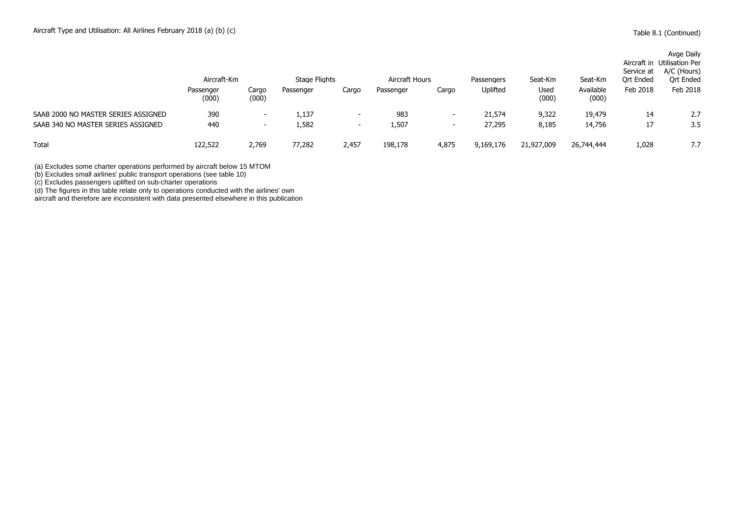Aircraft Type and Utilisation: All Airlines February 2018 (a) (b) (c)

Table 8.1 (Continued)

| | Aircraft-Km | | Stage Flights | | Aircraft Hours | | Passengers | Seat-Km | Seat-Km | Aircraft in Service at Qrt Ended | Avge Daily Utilisation Per A/C (Hours) Qrt Ended |
|---|---|---|---|---|---|---|---|---|---|---|---|
| | Passenger (000) | Cargo (000) | Passenger | Cargo | Passenger | Cargo | Uplifted | Used (000) | Available (000) | Feb 2018 | Feb 2018 |
| SAAB 2000 NO MASTER SERIES ASSIGNED | 390 | - | 1,137 | - | 983 | - | 21,574 | 9,322 | 19,479 | 14 | 2.7 |
| SAAB 340 NO MASTER SERIES ASSIGNED | 440 | - | 1,582 | - | 1,507 | - | 27,295 | 8,185 | 14,756 | 17 | 3.5 |
| Total | 122,522 | 2,769 | 77,282 | 2,457 | 198,178 | 4,875 | 9,169,176 | 21,927,009 | 26,744,444 | 1,028 | 7.7 |

(a) Excludes some charter operations performed by aircraft below 15 MTOM

(b) Excludes small airlines' public transport operations (see table 10)

(c) Excludes passengers uplifted on sub-charter operations

(d) The figures in this table relate only to operations conducted with the airlines' own aircraft and therefore are inconsistent with data presented elsewhere in this publication